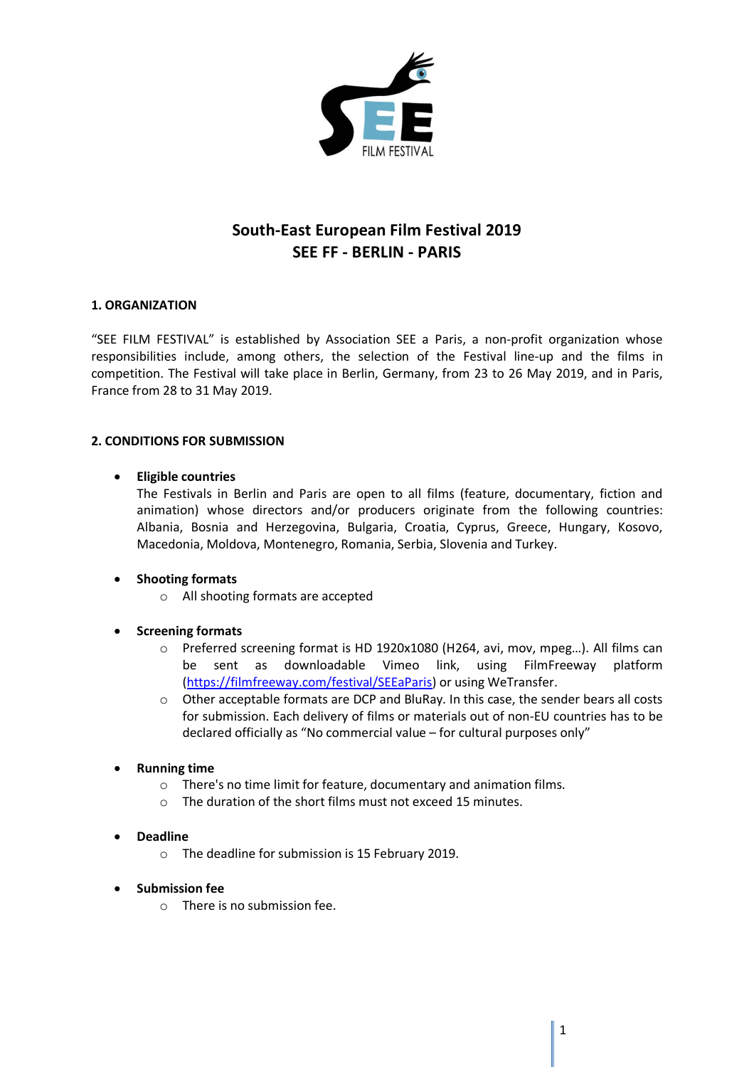# South-East European Film Festival 2019
# SEE FF - BERLIN - PARIS

## 1. ORGANIZATION

"SEE FILM FESTIVAL" is established by Association SEE a Paris, a non-profit organization whose responsibilities include, among others, the selection of the Festival line-up and the films in competition. The Festival will take place in Berlin, Germany, from 23 to 26 May 2019, and in Paris, France from 28 to 31 May 2019.

## 2. CONDITIONS FOR SUBMISSION

- **Eligible countries**
  The Festivals in Berlin and Paris are open to all films (feature, documentary, fiction and animation) whose directors and/or producers originate from the following countries: Albania, Bosnia and Herzegovina, Bulgaria, Croatia, Cyprus, Greece, Hungary, Kosovo, Macedonia, Moldova, Montenegro, Romania, Serbia, Slovenia and Turkey.

- **Shooting formats**
  - All shooting formats are accepted

- **Screening formats**
  - Preferred screening format is HD 1920x1080 (H264, avi, mov, mpeg…). All films can be sent as downloadable Vimeo link, using FilmFreeway platform (https://filmfreeway.com/festival/SEEaParis) or using WeTransfer.
  - Other acceptable formats are DCP and BluRay. In this case, the sender bears all costs for submission. Each delivery of films or materials out of non-EU countries has to be declared officially as "No commercial value – for cultural purposes only"

- **Running time**
  - There's no time limit for feature, documentary and animation films.
  - The duration of the short films must not exceed 15 minutes.

- **Deadline**
  - The deadline for submission is 15 February 2019.

- **Submission fee**
  - There is no submission fee.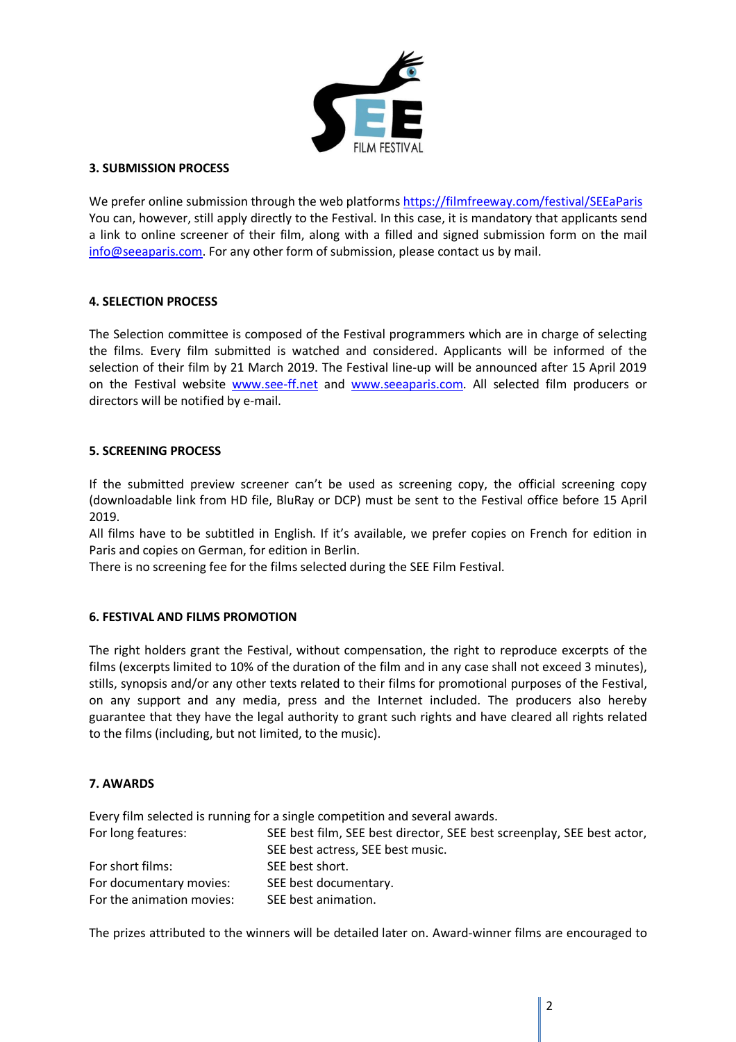### 3. SUBMISSION PROCESS

We prefer online submission through the web platforms https://filmfreeway.com/festival/SEEaParis
You can, however, still apply directly to the Festival. In this case, it is mandatory that applicants send a link to online screener of their film, along with a filled and signed submission form on the mail info@seeaparis.com. For any other form of submission, please contact us by mail.

### 4. SELECTION PROCESS

The Selection committee is composed of the Festival programmers which are in charge of selecting the films. Every film submitted is watched and considered. Applicants will be informed of the selection of their film by 21 March 2019. The Festival line-up will be announced after 15 April 2019 on the Festival website www.see-ff.net and www.seeaparis.com. All selected film producers or directors will be notified by e-mail.

### 5. SCREENING PROCESS

If the submitted preview screener can't be used as screening copy, the official screening copy (downloadable link from HD file, BluRay or DCP) must be sent to the Festival office before 15 April 2019.
All films have to be subtitled in English. If it's available, we prefer copies on French for edition in Paris and copies on German, for edition in Berlin.
There is no screening fee for the films selected during the SEE Film Festival.

### 6. FESTIVAL AND FILMS PROMOTION

The right holders grant the Festival, without compensation, the right to reproduce excerpts of the films (excerpts limited to 10% of the duration of the film and in any case shall not exceed 3 minutes), stills, synopsis and/or any other texts related to their films for promotional purposes of the Festival, on any support and any media, press and the Internet included. The producers also hereby guarantee that they have the legal authority to grant such rights and have cleared all rights related to the films (including, but not limited, to the music).

### 7. AWARDS

Every film selected is running for a single competition and several awards.

| | |
|---|---|
| For long features: | SEE best film, SEE best director, SEE best screenplay, SEE best actor, SEE best actress, SEE best music. |
| For short films: | SEE best short. |
| For documentary movies: | SEE best documentary. |
| For the animation movies: | SEE best animation. |

The prizes attributed to the winners will be detailed later on. Award-winner films are encouraged to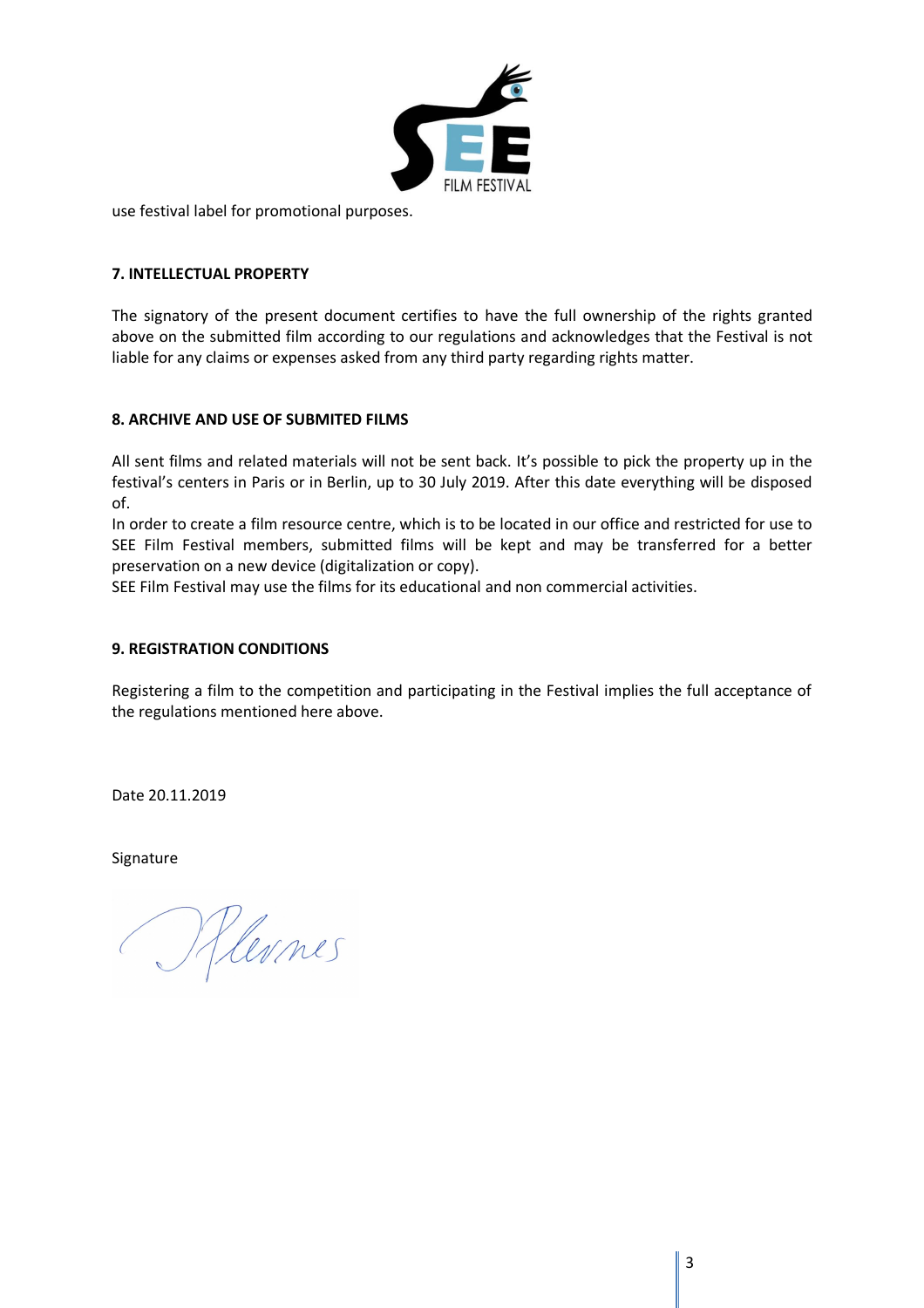use festival label for promotional purposes.

### 7. INTELLECTUAL PROPERTY

The signatory of the present document certifies to have the full ownership of the rights granted above on the submitted film according to our regulations and acknowledges that the Festival is not liable for any claims or expenses asked from any third party regarding rights matter.

### 8. ARCHIVE AND USE OF SUBMITED FILMS

All sent films and related materials will not be sent back. It's possible to pick the property up in the festival's centers in Paris or in Berlin, up to 30 July 2019. After this date everything will be disposed of.

In order to create a film resource centre, which is to be located in our office and restricted for use to SEE Film Festival members, submitted films will be kept and may be transferred for a better preservation on a new device (digitalization or copy).

SEE Film Festival may use the films for its educational and non commercial activities.

### 9. REGISTRATION CONDITIONS

Registering a film to the competition and participating in the Festival implies the full acceptance of the regulations mentioned here above.

Date 20.11.2019

Signature